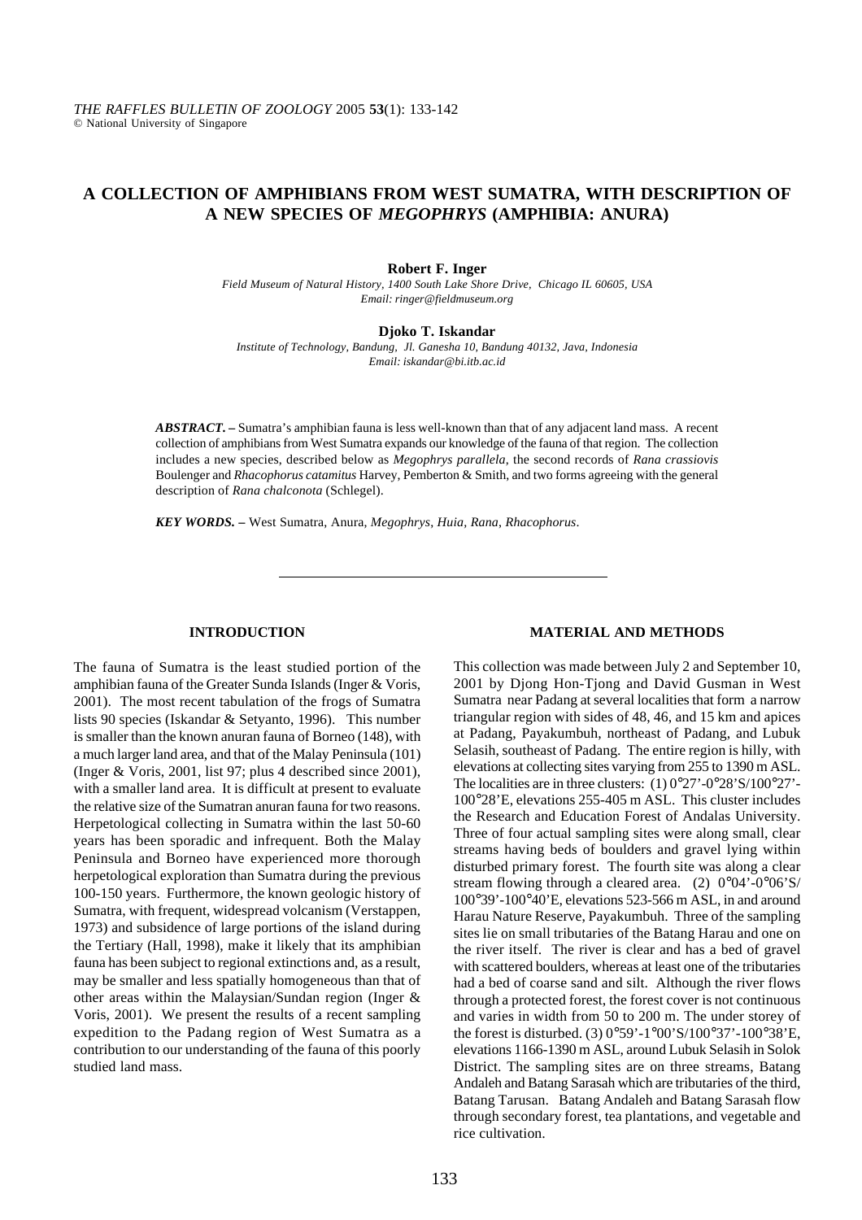# A COLLECTION OF AMPHIBIANS FROM WEST SUMATRA, WITH DESCRIPTION OF A NEW SPECIES OF *MEGOPHRYS* (AMPHIBIA: ANURA)

**Robert F. Inger**

*Field Museum of Natural History, 1400 South Lake Shore Drive, Chicago IL 60605, USA*
*Email: ringer@fieldmuseum.org*

**Djoko T. Iskandar**

*Institute of Technology, Bandung, Jl. Ganesha 10, Bandung 40132, Java, Indonesia*
*Email: iskandar@bi.itb.ac.id*

***ABSTRACT.*** **–** Sumatra's amphibian fauna is less well-known than that of any adjacent land mass. A recent collection of amphibians from West Sumatra expands our knowledge of the fauna of that region. The collection includes a new species, described below as *Megophrys parallela*, the second records of *Rana crassiovis* Boulenger and *Rhacophorus catamitus* Harvey, Pemberton & Smith, and two forms agreeing with the general description of *Rana chalconota* (Schlegel).

***KEY WORDS.*** **–** West Sumatra, Anura, *Megophrys*, *Huia*, *Rana*, *Rhacophorus*.

---

## INTRODUCTION

The fauna of Sumatra is the least studied portion of the amphibian fauna of the Greater Sunda Islands (Inger & Voris, 2001). The most recent tabulation of the frogs of Sumatra lists 90 species (Iskandar & Setyanto, 1996). This number is smaller than the known anuran fauna of Borneo (148), with a much larger land area, and that of the Malay Peninsula (101) (Inger & Voris, 2001, list 97; plus 4 described since 2001), with a smaller land area. It is difficult at present to evaluate the relative size of the Sumatran anuran fauna for two reasons. Herpetological collecting in Sumatra within the last 50-60 years has been sporadic and infrequent. Both the Malay Peninsula and Borneo have experienced more thorough herpetological exploration than Sumatra during the previous 100-150 years. Furthermore, the known geologic history of Sumatra, with frequent, widespread volcanism (Verstappen, 1973) and subsidence of large portions of the island during the Tertiary (Hall, 1998), make it likely that its amphibian fauna has been subject to regional extinctions and, as a result, may be smaller and less spatially homogeneous than that of other areas within the Malaysian/Sundan region (Inger & Voris, 2001). We present the results of a recent sampling expedition to the Padang region of West Sumatra as a contribution to our understanding of the fauna of this poorly studied land mass.

## MATERIAL AND METHODS

This collection was made between July 2 and September 10, 2001 by Djong Hon-Tjong and David Gusman in West Sumatra near Padang at several localities that form a narrow triangular region with sides of 48, 46, and 15 km and apices at Padang, Payakumbuh, northeast of Padang, and Lubuk Selasih, southeast of Padang. The entire region is hilly, with elevations at collecting sites varying from 255 to 1390 m ASL. The localities are in three clusters: (1) 0°27'-0°28'S/100°27'-100°28'E, elevations 255-405 m ASL. This cluster includes the Research and Education Forest of Andalas University. Three of four actual sampling sites were along small, clear streams having beds of boulders and gravel lying within disturbed primary forest. The fourth site was along a clear stream flowing through a cleared area. (2) 0°04'-0°06'S/100°39'-100°40'E, elevations 523-566 m ASL, in and around Harau Nature Reserve, Payakumbuh. Three of the sampling sites lie on small tributaries of the Batang Harau and one on the river itself. The river is clear and has a bed of gravel with scattered boulders, whereas at least one of the tributaries had a bed of coarse sand and silt. Although the river flows through a protected forest, the forest cover is not continuous and varies in width from 50 to 200 m. The under storey of the forest is disturbed. (3) 0°59'-1°00'S/100°37'-100°38'E, elevations 1166-1390 m ASL, around Lubuk Selasih in Solok District. The sampling sites are on three streams, Batang Andaleh and Batang Sarasah which are tributaries of the third, Batang Tarusan. Batang Andaleh and Batang Sarasah flow through secondary forest, tea plantations, and vegetable and rice cultivation.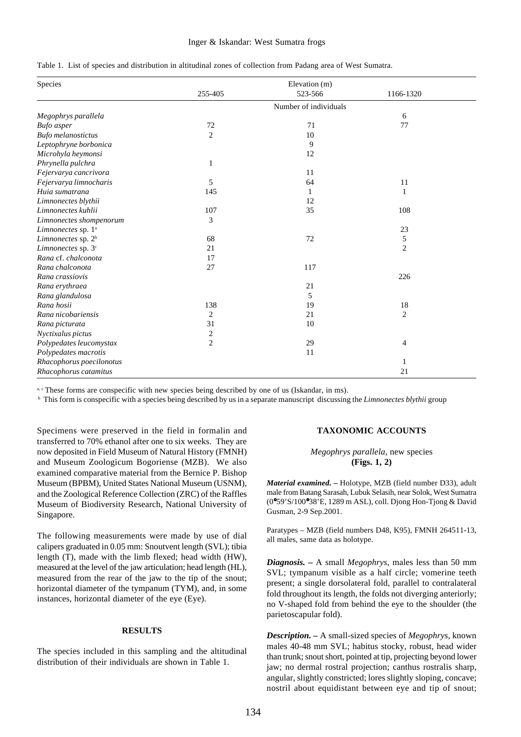Table 1. List of species and distribution in altitudinal zones of collection from Padang area of West Sumatra.

| Species | Elevation (m) | | |
|---|---|---|---|
| | 255-405 | 523-566 | 1166-1320 |
| | Number of individuals | | |
| *Megophrys parallela* | | | 6 |
| *Bufo asper* | 72 | 71 | 77 |
| *Bufo melanostictus* | 2 | 10 | |
| *Leptophryne borbonica* | | 9 | |
| *Microhyla heymonsi* | | 12 | |
| *Phrynella pulchra* | 1 | | |
| *Fejervarya cancrivora* | | 11 | |
| *Fejervarya limnocharis* | 5 | 64 | 11 |
| *Huia sumatrana* | 145 | 1 | 1 |
| *Limnonectes blythii* | | 12 | |
| *Limnonectes kuhlii* | 107 | 35 | 108 |
| *Limnonectes shompenorum* | 3 | | |
| *Limnonectes* sp. 1[a] | | | 23 |
| *Limnonectes* sp. 2[b] | 68 | 72 | 5 |
| *Limnonectes* sp. 3[c] | 21 | | 2 |
| *Rana* cf. *chalconota* | 17 | | |
| *Rana chalconota* | 27 | 117 | |
| *Rana crassiovis* | | | 226 |
| *Rana erythraea* | | 21 | |
| *Rana glandulosa* | | 5 | |
| *Rana hosii* | 138 | 19 | 18 |
| *Rana nicobariensis* | 2 | 21 | 2 |
| *Rana picturata* | 31 | 10 | |
| *Nyctixalus pictus* | 2 | | |
| *Polypedates leucomystax* | 2 | 29 | 4 |
| *Polypedates macrotis* | | 11 | |
| *Rhacophorus poecilonotus* | | | 1 |
| *Rhacophorus catamitus* | | | 21 |

[a, c] These forms are conspecific with new species being described by one of us (Iskandar, in ms).

[b] This form is conspecific with a species being described by us in a separate manuscript discussing the *Limnonectes blythii* group

Specimens were preserved in the field in formalin and transferred to 70% ethanol after one to six weeks. They are now deposited in Field Museum of Natural History (FMNH) and Museum Zoologicum Bogoriense (MZB). We also examined comparative material from the Bernice P. Bishop Museum (BPBM), United States National Museum (USNM), and the Zoological Reference Collection (ZRC) of the Raffles Museum of Biodiversity Research, National University of Singapore.

The following measurements were made by use of dial calipers graduated in 0.05 mm: Snoutvent length (SVL); tibia length (T), made with the limb flexed; head width (HW), measured at the level of the jaw articulation; head length (HL), measured from the rear of the jaw to the tip of the snout; horizontal diameter of the tympanum (TYM), and, in some instances, horizontal diameter of the eye (Eye).

## RESULTS

The species included in this sampling and the altitudinal distribution of their individuals are shown in Table 1.

## TAXONOMIC ACCOUNTS

### *Megophrys parallela*, new species
**(Figs. 1, 2)**

***Material examined. –*** Holotype, MZB (field number D33), adult male from Batang Sarasah, Lubuk Selasih, near Solok, West Sumatra (0°59'S/100°38'E, 1289 m ASL), coll. Djong Hon-Tjong & David Gusman, 2-9 Sep.2001.

Paratypes – MZB (field numbers D48, K95), FMNH 264511-13, all males, same data as holotype.

***Diagnosis. –*** A small *Megophrys*, males less than 50 mm SVL; tympanum visible as a half circle; vomerine teeth present; a single dorsolateral fold, parallel to contralateral fold throughout its length, the folds not diverging anteriorly; no V-shaped fold from behind the eye to the shoulder (the parietoscapular fold).

***Description. –*** A small-sized species of *Megophrys*, known males 40-48 mm SVL; habitus stocky, robust, head wider than trunk; snout short, pointed at tip, projecting beyond lower jaw; no dermal rostral projection; canthus rostralis sharp, angular, slightly constricted; lores slightly sloping, concave; nostril about equidistant between eye and tip of snout;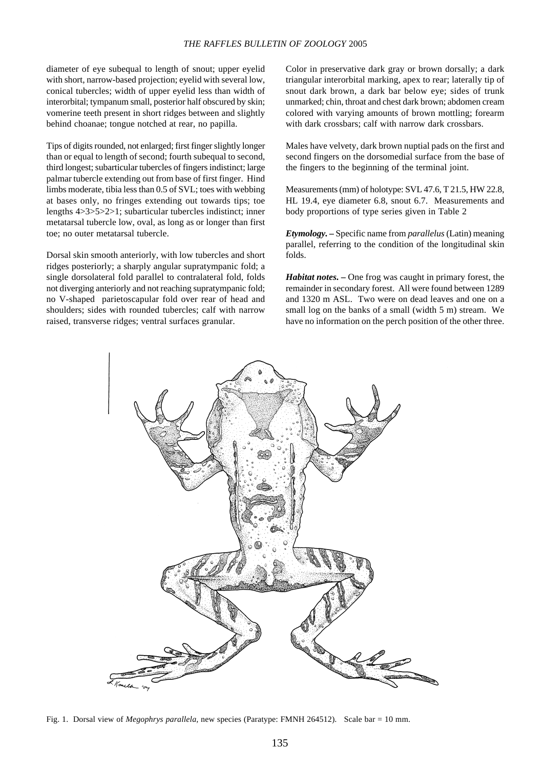diameter of eye subequal to length of snout; upper eyelid with short, narrow-based projection; eyelid with several low, conical tubercles; width of upper eyelid less than width of interorbital; tympanum small, posterior half obscured by skin; vomerine teeth present in short ridges between and slightly behind choanae; tongue notched at rear, no papilla.

Tips of digits rounded, not enlarged; first finger slightly longer than or equal to length of second; fourth subequal to second, third longest; subarticular tubercles of fingers indistinct; large palmar tubercle extending out from base of first finger. Hind limbs moderate, tibia less than 0.5 of SVL; toes with webbing at bases only, no fringes extending out towards tips; toe lengths 4>3>5>2>1; subarticular tubercles indistinct; inner metatarsal tubercle low, oval, as long as or longer than first toe; no outer metatarsal tubercle.

Dorsal skin smooth anteriorly, with low tubercles and short ridges posteriorly; a sharply angular supratympanic fold; a single dorsolateral fold parallel to contralateral fold, folds not diverging anteriorly and not reaching supratympanic fold; no V-shaped parietoscapular fold over rear of head and shoulders; sides with rounded tubercles; calf with narrow raised, transverse ridges; ventral surfaces granular.

Color in preservative dark gray or brown dorsally; a dark triangular interorbital marking, apex to rear; laterally tip of snout dark brown, a dark bar below eye; sides of trunk unmarked; chin, throat and chest dark brown; abdomen cream colored with varying amounts of brown mottling; forearm with dark crossbars; calf with narrow dark crossbars.

Males have velvety, dark brown nuptial pads on the first and second fingers on the dorsomedial surface from the base of the fingers to the beginning of the terminal joint.

Measurements (mm) of holotype: SVL 47.6, T 21.5, HW 22.8, HL 19.4, eye diameter 6.8, snout 6.7. Measurements and body proportions of type series given in Table 2

***Etymology.*** – Specific name from *parallelus* (Latin) meaning parallel, referring to the condition of the longitudinal skin folds.

***Habitat notes.*** – One frog was caught in primary forest, the remainder in secondary forest. All were found between 1289 and 1320 m ASL. Two were on dead leaves and one on a small log on the banks of a small (width 5 m) stream. We have no information on the perch position of the other three.

Fig. 1. Dorsal view of *Megophrys parallela*, new species (Paratype: FMNH 264512). Scale bar = 10 mm.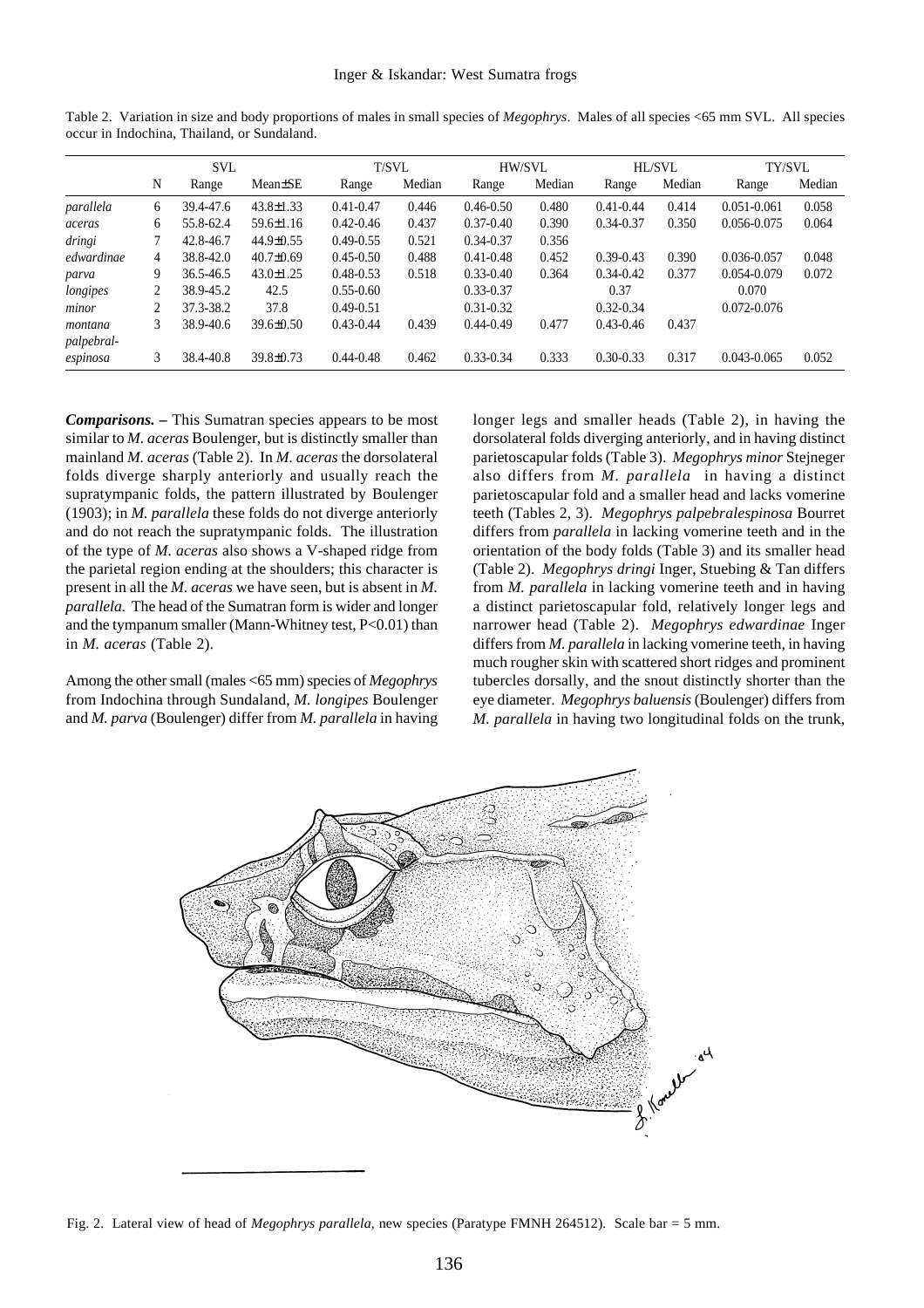Table 2. Variation in size and body proportions of males in small species of *Megophrys*. Males of all species <65 mm SVL. All species occur in Indochina, Thailand, or Sundaland.

| | | SVL | | T/SVL | | HW/SVL | | HL/SVL | | TY/SVL | |
|---|---|---|---|---|---|---|---|---|---|---|---|
| | N | Range | Mean±SE | Range | Median | Range | Median | Range | Median | Range | Median |
| *parallela* | 6 | 39.4-47.6 | 43.8±1.33 | 0.41-0.47 | 0.446 | 0.46-0.50 | 0.480 | 0.41-0.44 | 0.414 | 0.051-0.061 | 0.058 |
| *aceras* | 6 | 55.8-62.4 | 59.6±1.16 | 0.42-0.46 | 0.437 | 0.37-0.40 | 0.390 | 0.34-0.37 | 0.350 | 0.056-0.075 | 0.064 |
| *dringi* | 7 | 42.8-46.7 | 44.9±0.55 | 0.49-0.55 | 0.521 | 0.34-0.37 | 0.356 | | | | |
| *edwardinae* | 4 | 38.8-42.0 | 40.7±0.69 | 0.45-0.50 | 0.488 | 0.41-0.48 | 0.452 | 0.39-0.43 | 0.390 | 0.036-0.057 | 0.048 |
| *parva* | 9 | 36.5-46.5 | 43.0±1.25 | 0.48-0.53 | 0.518 | 0.33-0.40 | 0.364 | 0.34-0.42 | 0.377 | 0.054-0.079 | 0.072 |
| *longipes* | 2 | 38.9-45.2 | 42.5 | 0.55-0.60 | | 0.33-0.37 | | 0.37 | | 0.070 | |
| *minor* | 2 | 37.3-38.2 | 37.8 | 0.49-0.51 | | 0.31-0.32 | | 0.32-0.34 | | 0.072-0.076 | |
| *montana* | 3 | 38.9-40.6 | 39.6±0.50 | 0.43-0.44 | 0.439 | 0.44-0.49 | 0.477 | 0.43-0.46 | 0.437 | | |
| *palpebral-espinosa* | 3 | 38.4-40.8 | 39.8±0.73 | 0.44-0.48 | 0.462 | 0.33-0.34 | 0.333 | 0.30-0.33 | 0.317 | 0.043-0.065 | 0.052 |

***Comparisons.*** **–** This Sumatran species appears to be most similar to *M. aceras* Boulenger, but is distinctly smaller than mainland *M. aceras* (Table 2). In *M. aceras* the dorsolateral folds diverge sharply anteriorly and usually reach the supratympanic folds, the pattern illustrated by Boulenger (1903); in *M. parallela* these folds do not diverge anteriorly and do not reach the supratympanic folds. The illustration of the type of *M. aceras* also shows a V-shaped ridge from the parietal region ending at the shoulders; this character is present in all the *M. aceras* we have seen, but is absent in *M. parallela.* The head of the Sumatran form is wider and longer and the tympanum smaller (Mann-Whitney test, $P<0.01$) than in *M. aceras* (Table 2).

Among the other small (males <65 mm) species of *Megophrys* from Indochina through Sundaland, *M. longipes* Boulenger and *M. parva* (Boulenger) differ from *M. parallela* in having longer legs and smaller heads (Table 2), in having the dorsolateral folds diverging anteriorly, and in having distinct parietoscapular folds (Table 3). *Megophrys minor* Stejneger also differs from *M. parallela* in having a distinct parietoscapular fold and a smaller head and lacks vomerine teeth (Tables 2, 3). *Megophrys palpebralespinosa* Bourret differs from *parallela* in lacking vomerine teeth and in the orientation of the body folds (Table 3) and its smaller head (Table 2). *Megophrys dringi* Inger, Stuebing & Tan differs from *M. parallela* in lacking vomerine teeth and in having a distinct parietoscapular fold, relatively longer legs and narrower head (Table 2). *Megophrys edwardinae* Inger differs from *M. parallela* in lacking vomerine teeth, in having much rougher skin with scattered short ridges and prominent tubercles dorsally, and the snout distinctly shorter than the eye diameter. *Megophrys baluensis* (Boulenger) differs from *M. parallela* in having two longitudinal folds on the trunk,

Fig. 2. Lateral view of head of *Megophrys parallela*, new species (Paratype FMNH 264512). Scale bar = 5 mm.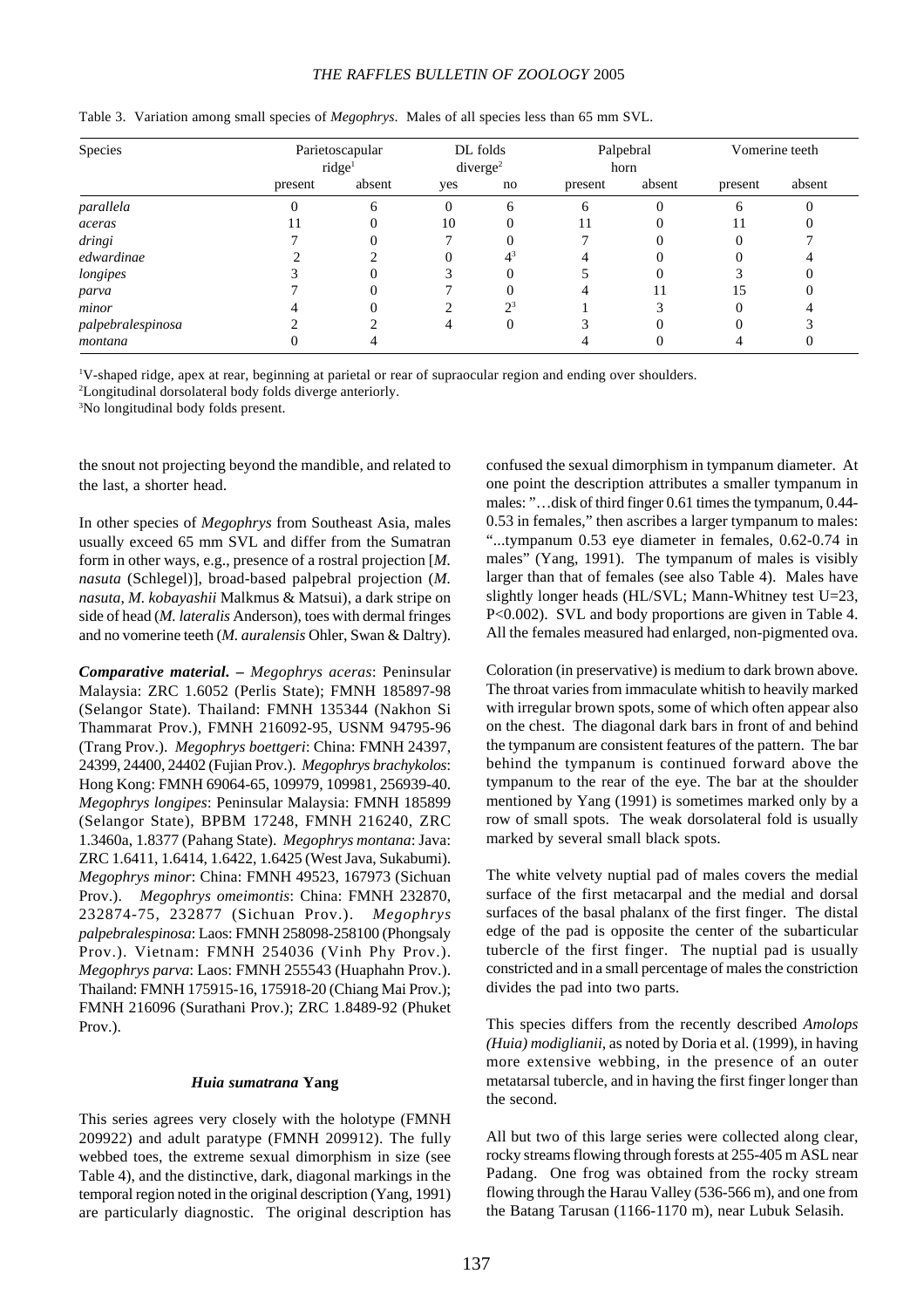Table 3. Variation among small species of *Megophrys*. Males of all species less than 65 mm SVL.

| Species | Parietoscapular ridge[1] | | DL folds diverge[2] | | Palpebral horn | | Vomerine teeth | |
|---|---|---|---|---|---|---|---|---|
| | present | absent | yes | no | present | absent | present | absent |
| *parallela* | 0 | 6 | 0 | 6 | 6 | 0 | 6 | 0 |
| *aceras* | 11 | 0 | 10 | 0 | 11 | 0 | 11 | 0 |
| *dringi* | 7 | 0 | 7 | 0 | 7 | 0 | 0 | 7 |
| *edwardinae* | 2 | 2 | 0 | 4[3] | 4 | 0 | 0 | 4 |
| *longipes* | 3 | 0 | 3 | 0 | 5 | 0 | 3 | 0 |
| *parva* | 7 | 0 | 7 | 0 | 4 | 11 | 15 | 0 |
| *minor* | 4 | 0 | 2 | 2[3] | 1 | 3 | 0 | 4 |
| *palpebralespinosa* | 2 | 2 | 4 | 0 | 3 | 0 | 0 | 3 |
| *montana* | 0 | 4 | | | 4 | 0 | 4 | 0 |

[1]V-shaped ridge, apex at rear, beginning at parietal or rear of supraocular region and ending over shoulders.
[2]Longitudinal dorsolateral body folds diverge anteriorly.
[3]No longitudinal body folds present.

the snout not projecting beyond the mandible, and related to the last, a shorter head.

In other species of *Megophrys* from Southeast Asia, males usually exceed 65 mm SVL and differ from the Sumatran form in other ways, e.g., presence of a rostral projection [*M. nasuta* (Schlegel)], broad-based palpebral projection (*M. nasuta*, *M. kobayashii* Malkmus & Matsui), a dark stripe on side of head (*M. lateralis* Anderson), toes with dermal fringes and no vomerine teeth (*M. auralensis* Ohler, Swan & Daltry).

***Comparative material. –*** *Megophrys aceras*: Peninsular Malaysia: ZRC 1.6052 (Perlis State); FMNH 185897-98 (Selangor State). Thailand: FMNH 135344 (Nakhon Si Thammarat Prov.), FMNH 216092-95, USNM 94795-96 (Trang Prov.). *Megophrys boettgeri*: China: FMNH 24397, 24399, 24400, 24402 (Fujian Prov.). *Megophrys brachykolos*: Hong Kong: FMNH 69064-65, 109979, 109981, 256939-40. *Megophrys longipes*: Peninsular Malaysia: FMNH 185899 (Selangor State), BPBM 17248, FMNH 216240, ZRC 1.3460a, 1.8377 (Pahang State). *Megophrys montana*: Java: ZRC 1.6411, 1.6414, 1.6422, 1.6425 (West Java, Sukabumi). *Megophrys minor*: China: FMNH 49523, 167973 (Sichuan Prov.). *Megophrys omeimontis*: China: FMNH 232870, 232874-75, 232877 (Sichuan Prov.). *Megophrys palpebralespinosa*: Laos: FMNH 258098-258100 (Phongsaly Prov.). Vietnam: FMNH 254036 (Vinh Phy Prov.). *Megophrys parva*: Laos: FMNH 255543 (Huaphahn Prov.). Thailand: FMNH 175915-16, 175918-20 (Chiang Mai Prov.); FMNH 216096 (Surathani Prov.); ZRC 1.8489-92 (Phuket Prov.).

### *Huia sumatrana* Yang

This series agrees very closely with the holotype (FMNH 209922) and adult paratype (FMNH 209912). The fully webbed toes, the extreme sexual dimorphism in size (see Table 4), and the distinctive, dark, diagonal markings in the temporal region noted in the original description (Yang, 1991) are particularly diagnostic. The original description has confused the sexual dimorphism in tympanum diameter. At one point the description attributes a smaller tympanum in males: "…disk of third finger 0.61 times the tympanum, 0.44-0.53 in females," then ascribes a larger tympanum to males: "...tympanum 0.53 eye diameter in females, 0.62-0.74 in males" (Yang, 1991). The tympanum of males is visibly larger than that of females (see also Table 4). Males have slightly longer heads (HL/SVL; Mann-Whitney test U=23, P<0.002). SVL and body proportions are given in Table 4. All the females measured had enlarged, non-pigmented ova.

Coloration (in preservative) is medium to dark brown above. The throat varies from immaculate whitish to heavily marked with irregular brown spots, some of which often appear also on the chest. The diagonal dark bars in front of and behind the tympanum are consistent features of the pattern. The bar behind the tympanum is continued forward above the tympanum to the rear of the eye. The bar at the shoulder mentioned by Yang (1991) is sometimes marked only by a row of small spots. The weak dorsolateral fold is usually marked by several small black spots.

The white velvety nuptial pad of males covers the medial surface of the first metacarpal and the medial and dorsal surfaces of the basal phalanx of the first finger. The distal edge of the pad is opposite the center of the subarticular tubercle of the first finger. The nuptial pad is usually constricted and in a small percentage of males the constriction divides the pad into two parts.

This species differs from the recently described *Amolops (Huia) modiglianii*, as noted by Doria et al. (1999), in having more extensive webbing, in the presence of an outer metatarsal tubercle, and in having the first finger longer than the second.

All but two of this large series were collected along clear, rocky streams flowing through forests at 255-405 m ASL near Padang. One frog was obtained from the rocky stream flowing through the Harau Valley (536-566 m), and one from the Batang Tarusan (1166-1170 m), near Lubuk Selasih.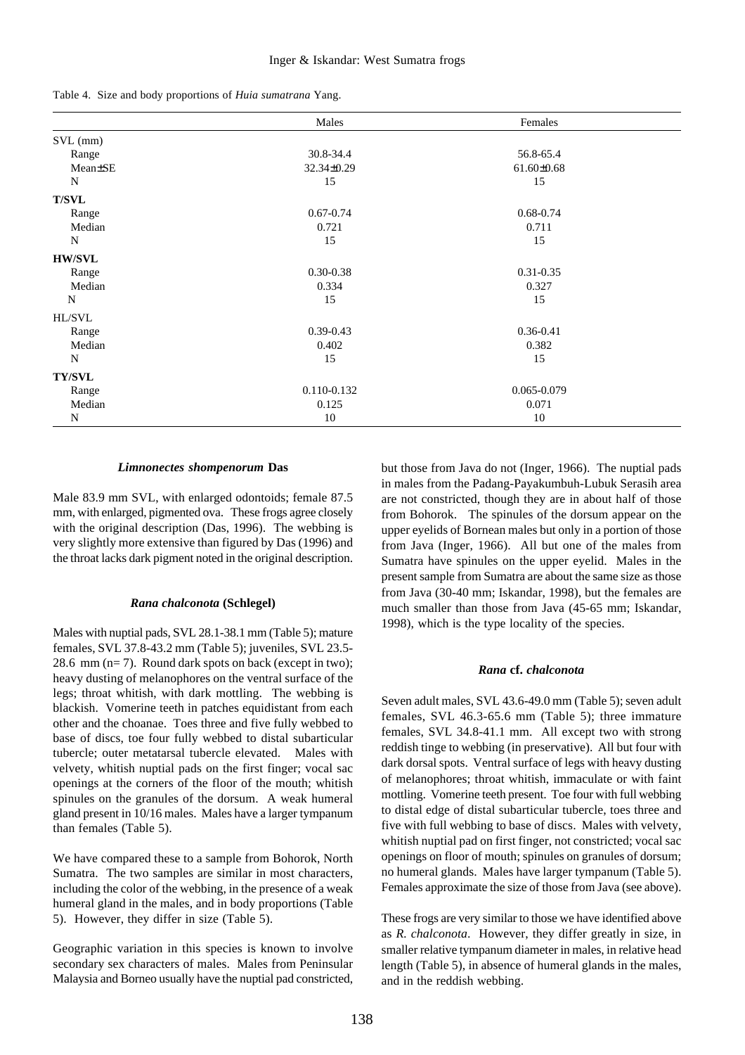Table 4. Size and body proportions of *Huia sumatrana* Yang.

| | Males | Females |
|---|---|---|
| SVL (mm) | | |
| Range | 30.8-34.4 | 56.8-65.4 |
| Mean±SE | 32.34±0.29 | 61.60±0.68 |
| N | 15 | 15 |
| **T/SVL** | | |
| Range | 0.67-0.74 | 0.68-0.74 |
| Median | 0.721 | 0.711 |
| N | 15 | 15 |
| **HW/SVL** | | |
| Range | 0.30-0.38 | 0.31-0.35 |
| Median | 0.334 | 0.327 |
| N | 15 | 15 |
| HL/SVL | | |
| Range | 0.39-0.43 | 0.36-0.41 |
| Median | 0.402 | 0.382 |
| N | 15 | 15 |
| **TY/SVL** | | |
| Range | 0.110-0.132 | 0.065-0.079 |
| Median | 0.125 | 0.071 |
| N | 10 | 10 |

#### *Limnonectes shompenorum* Das

Male 83.9 mm SVL, with enlarged odontoids; female 87.5 mm, with enlarged, pigmented ova. These frogs agree closely with the original description (Das, 1996). The webbing is very slightly more extensive than figured by Das (1996) and the throat lacks dark pigment noted in the original description.

#### *Rana chalconota* (Schlegel)

Males with nuptial pads, SVL 28.1-38.1 mm (Table 5); mature females, SVL 37.8-43.2 mm (Table 5); juveniles, SVL 23.5-28.6 mm (n= 7). Round dark spots on back (except in two); heavy dusting of melanophores on the ventral surface of the legs; throat whitish, with dark mottling. The webbing is blackish. Vomerine teeth in patches equidistant from each other and the choanae. Toes three and five fully webbed to base of discs, toe four fully webbed to distal subarticular tubercle; outer metatarsal tubercle elevated. Males with velvety, whitish nuptial pads on the first finger; vocal sac openings at the corners of the floor of the mouth; whitish spinules on the granules of the dorsum. A weak humeral gland present in 10/16 males. Males have a larger tympanum than females (Table 5).

We have compared these to a sample from Bohorok, North Sumatra. The two samples are similar in most characters, including the color of the webbing, in the presence of a weak humeral gland in the males, and in body proportions (Table 5). However, they differ in size (Table 5).

Geographic variation in this species is known to involve secondary sex characters of males. Males from Peninsular Malaysia and Borneo usually have the nuptial pad constricted, but those from Java do not (Inger, 1966). The nuptial pads in males from the Padang-Payakumbuh-Lubuk Serasih area are not constricted, though they are in about half of those from Bohorok. The spinules of the dorsum appear on the upper eyelids of Bornean males but only in a portion of those from Java (Inger, 1966). All but one of the males from Sumatra have spinules on the upper eyelid. Males in the present sample from Sumatra are about the same size as those from Java (30-40 mm; Iskandar, 1998), but the females are much smaller than those from Java (45-65 mm; Iskandar, 1998), which is the type locality of the species.

#### *Rana* cf. *chalconota*

Seven adult males, SVL 43.6-49.0 mm (Table 5); seven adult females, SVL 46.3-65.6 mm (Table 5); three immature females, SVL 34.8-41.1 mm. All except two with strong reddish tinge to webbing (in preservative). All but four with dark dorsal spots. Ventral surface of legs with heavy dusting of melanophores; throat whitish, immaculate or with faint mottling. Vomerine teeth present. Toe four with full webbing to distal edge of distal subarticular tubercle, toes three and five with full webbing to base of discs. Males with velvety, whitish nuptial pad on first finger, not constricted; vocal sac openings on floor of mouth; spinules on granules of dorsum; no humeral glands. Males have larger tympanum (Table 5). Females approximate the size of those from Java (see above).

These frogs are very similar to those we have identified above as *R. chalconota*. However, they differ greatly in size, in smaller relative tympanum diameter in males, in relative head length (Table 5), in absence of humeral glands in the males, and in the reddish webbing.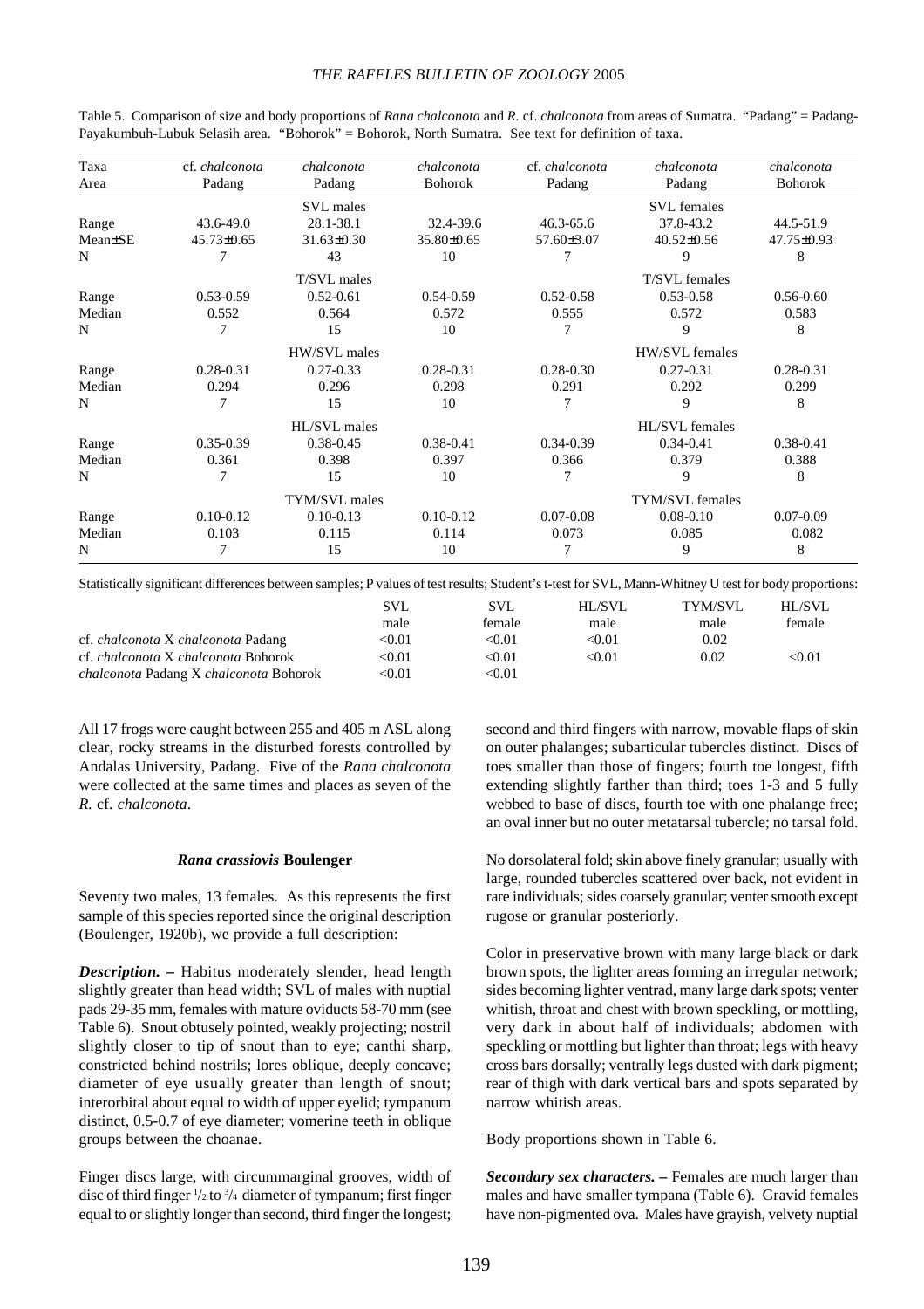Table 5. Comparison of size and body proportions of *Rana chalconota* and *R.* cf. *chalconota* from areas of Sumatra. "Padang" = Padang-Payakumbuh-Lubuk Selasih area. "Bohorok" = Bohorok, North Sumatra. See text for definition of taxa.

| Taxa | cf. *chalconota* | *chalconota* | *chalconota* | cf. *chalconota* | *chalconota* | *chalconota* |
|---|---|---|---|---|---|---|
| Area | Padang | Padang | Bohorok | Padang | Padang | Bohorok |
| | | SVL males | | | SVL females | |
| Range | 43.6-49.0 | 28.1-38.1 | 32.4-39.6 | 46.3-65.6 | 37.8-43.2 | 44.5-51.9 |
| Mean±SE | 45.73±0.65 | 31.63±0.30 | 35.80±0.65 | 57.60±3.07 | 40.52±0.56 | 47.75±0.93 |
| N | 7 | 43 | 10 | 7 | 9 | 8 |
| | | T/SVL males | | | T/SVL females | |
| Range | 0.53-0.59 | 0.52-0.61 | 0.54-0.59 | 0.52-0.58 | 0.53-0.58 | 0.56-0.60 |
| Median | 0.552 | 0.564 | 0.572 | 0.555 | 0.572 | 0.583 |
| N | 7 | 15 | 10 | 7 | 9 | 8 |
| | | HW/SVL males | | | HW/SVL females | |
| Range | 0.28-0.31 | 0.27-0.33 | 0.28-0.31 | 0.28-0.30 | 0.27-0.31 | 0.28-0.31 |
| Median | 0.294 | 0.296 | 0.298 | 0.291 | 0.292 | 0.299 |
| N | 7 | 15 | 10 | 7 | 9 | 8 |
| | | HL/SVL males | | | HL/SVL females | |
| Range | 0.35-0.39 | 0.38-0.45 | 0.38-0.41 | 0.34-0.39 | 0.34-0.41 | 0.38-0.41 |
| Median | 0.361 | 0.398 | 0.397 | 0.366 | 0.379 | 0.388 |
| N | 7 | 15 | 10 | 7 | 9 | 8 |
| | | TYM/SVL males | | | TYM/SVL females | |
| Range | 0.10-0.12 | 0.10-0.13 | 0.10-0.12 | 0.07-0.08 | 0.08-0.10 | 0.07-0.09 |
| Median | 0.103 | 0.115 | 0.114 | 0.073 | 0.085 | 0.082 |
| N | 7 | 15 | 10 | 7 | 9 | 8 |

Statistically significant differences between samples; P values of test results; Student's t-test for SVL, Mann-Whitney U test for body proportions:

| | SVL male | SVL female | HL/SVL male | TYM/SVL male | HL/SVL female |
|---|---|---|---|---|---|
| cf. *chalconota* X *chalconota* Padang | <0.01 | <0.01 | <0.01 | 0.02 | |
| cf. *chalconota* X *chalconota* Bohorok | <0.01 | <0.01 | <0.01 | 0.02 | <0.01 |
| *chalconota* Padang X *chalconota* Bohorok | <0.01 | <0.01 | | | |

All 17 frogs were caught between 255 and 405 m ASL along clear, rocky streams in the disturbed forests controlled by Andalas University, Padang. Five of the *Rana chalconota* were collected at the same times and places as seven of the *R.* cf. *chalconota*.

### *Rana crassiovis* Boulenger

Seventy two males, 13 females. As this represents the first sample of this species reported since the original description (Boulenger, 1920b), we provide a full description:

***Description.*** **–** Habitus moderately slender, head length slightly greater than head width; SVL of males with nuptial pads 29-35 mm, females with mature oviducts 58-70 mm (see Table 6). Snout obtusely pointed, weakly projecting; nostril slightly closer to tip of snout than to eye; canthi sharp, constricted behind nostrils; lores oblique, deeply concave; diameter of eye usually greater than length of snout; interorbital about equal to width of upper eyelid; tympanum distinct, 0.5-0.7 of eye diameter; vomerine teeth in oblique groups between the choanae.

Finger discs large, with circummarginal grooves, width of disc of third finger 1/2 to 3/4 diameter of tympanum; first finger equal to or slightly longer than second, third finger the longest; second and third fingers with narrow, movable flaps of skin on outer phalanges; subarticular tubercles distinct. Discs of toes smaller than those of fingers; fourth toe longest, fifth extending slightly farther than third; toes 1-3 and 5 fully webbed to base of discs, fourth toe with one phalange free; an oval inner but no outer metatarsal tubercle; no tarsal fold.

No dorsolateral fold; skin above finely granular; usually with large, rounded tubercles scattered over back, not evident in rare individuals; sides coarsely granular; venter smooth except rugose or granular posteriorly.

Color in preservative brown with many large black or dark brown spots, the lighter areas forming an irregular network; sides becoming lighter ventrad, many large dark spots; venter whitish, throat and chest with brown speckling, or mottling, very dark in about half of individuals; abdomen with speckling or mottling but lighter than throat; legs with heavy cross bars dorsally; ventrally legs dusted with dark pigment; rear of thigh with dark vertical bars and spots separated by narrow whitish areas.

Body proportions shown in Table 6.

***Secondary sex characters.*** **–** Females are much larger than males and have smaller tympana (Table 6). Gravid females have non-pigmented ova. Males have grayish, velvety nuptial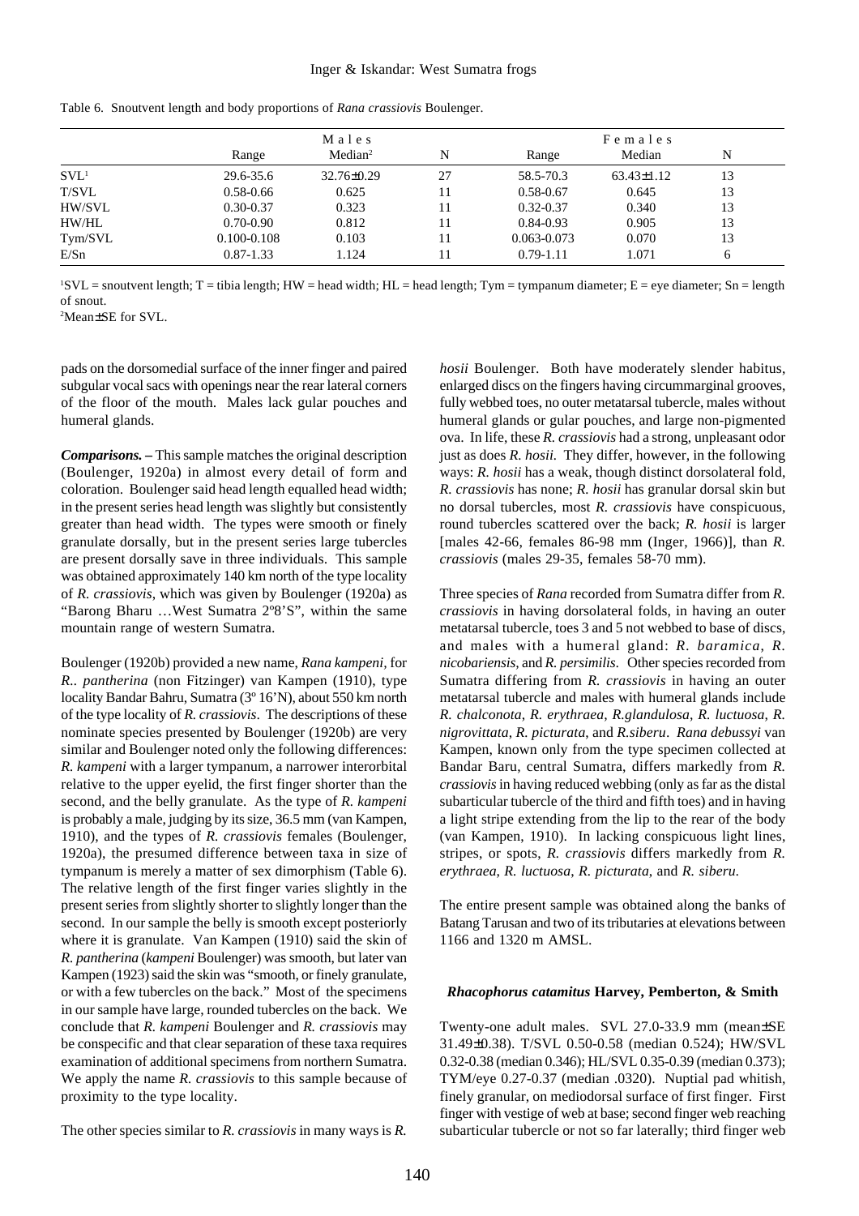Table 6. Snoutvent length and body proportions of *Rana crassiovis* Boulenger.

| | Males | | | Females | | |
|---|---|---|---|---|---|---|
| | Range | Median[2] | N | Range | Median | N |
| SVL[1] | 29.6-35.6 | 32.76±0.29 | 27 | 58.5-70.3 | 63.43±1.12 | 13 |
| T/SVL | 0.58-0.66 | 0.625 | 11 | 0.58-0.67 | 0.645 | 13 |
| HW/SVL | 0.30-0.37 | 0.323 | 11 | 0.32-0.37 | 0.340 | 13 |
| HW/HL | 0.70-0.90 | 0.812 | 11 | 0.84-0.93 | 0.905 | 13 |
| Tym/SVL | 0.100-0.108 | 0.103 | 11 | 0.063-0.073 | 0.070 | 13 |
| E/Sn | 0.87-1.33 | 1.124 | 11 | 0.79-1.11 | 1.071 | 6 |

[1]SVL = snoutvent length; T = tibia length; HW = head width; HL = head length; Tym = tympanum diameter; E = eye diameter; Sn = length of snout.
[2]Mean±SE for SVL.

pads on the dorsomedial surface of the inner finger and paired subgular vocal sacs with openings near the rear lateral corners of the floor of the mouth. Males lack gular pouches and humeral glands.

***Comparisons.*** **–** This sample matches the original description (Boulenger, 1920a) in almost every detail of form and coloration. Boulenger said head length equalled head width; in the present series head length was slightly but consistently greater than head width. The types were smooth or finely granulate dorsally, but in the present series large tubercles are present dorsally save in three individuals. This sample was obtained approximately 140 km north of the type locality of *R. crassiovis*, which was given by Boulenger (1920a) as "Barong Bharu …West Sumatra 2º8'S", within the same mountain range of western Sumatra.

Boulenger (1920b) provided a new name, *Rana kampeni*, for *R.. pantherina* (non Fitzinger) van Kampen (1910), type locality Bandar Bahru, Sumatra (3º 16'N), about 550 km north of the type locality of *R. crassiovis*. The descriptions of these nominate species presented by Boulenger (1920b) are very similar and Boulenger noted only the following differences: *R. kampeni* with a larger tympanum, a narrower interorbital relative to the upper eyelid, the first finger shorter than the second, and the belly granulate. As the type of *R. kampeni* is probably a male, judging by its size, 36.5 mm (van Kampen, 1910), and the types of *R. crassiovis* females (Boulenger, 1920a), the presumed difference between taxa in size of tympanum is merely a matter of sex dimorphism (Table 6). The relative length of the first finger varies slightly in the present series from slightly shorter to slightly longer than the second. In our sample the belly is smooth except posteriorly where it is granulate. Van Kampen (1910) said the skin of *R. pantherina* (*kampeni* Boulenger) was smooth, but later van Kampen (1923) said the skin was "smooth, or finely granulate, or with a few tubercles on the back." Most of the specimens in our sample have large, rounded tubercles on the back. We conclude that *R. kampeni* Boulenger and *R. crassiovis* may be conspecific and that clear separation of these taxa requires examination of additional specimens from northern Sumatra. We apply the name *R. crassiovis* to this sample because of proximity to the type locality.

The other species similar to *R. crassiovis* in many ways is *R. hosii* Boulenger. Both have moderately slender habitus, enlarged discs on the fingers having circummarginal grooves, fully webbed toes, no outer metatarsal tubercle, males without humeral glands or gular pouches, and large non-pigmented ova. In life, these *R. crassiovis* had a strong, unpleasant odor just as does *R. hosii*. They differ, however, in the following ways: *R. hosii* has a weak, though distinct dorsolateral fold, *R. crassiovis* has none; *R. hosii* has granular dorsal skin but no dorsal tubercles, most *R. crassiovis* have conspicuous, round tubercles scattered over the back; *R. hosii* is larger [males 42-66, females 86-98 mm (Inger, 1966)], than *R. crassiovis* (males 29-35, females 58-70 mm).

Three species of *Rana* recorded from Sumatra differ from *R. crassiovis* in having dorsolateral folds, in having an outer metatarsal tubercle, toes 3 and 5 not webbed to base of discs, and males with a humeral gland: *R. baramica*, *R. nicobariensis*, and *R. persimilis*. Other species recorded from Sumatra differing from *R. crassiovis* in having an outer metatarsal tubercle and males with humeral glands include *R. chalconota*, *R. erythraea*, *R.glandulosa*, *R. luctuosa*, *R. nigrovittata*, *R. picturata*, and *R.siberu*. *Rana debussyi* van Kampen, known only from the type specimen collected at Bandar Baru, central Sumatra, differs markedly from *R. crassiovis* in having reduced webbing (only as far as the distal subarticular tubercle of the third and fifth toes) and in having a light stripe extending from the lip to the rear of the body (van Kampen, 1910). In lacking conspicuous light lines, stripes, or spots, *R. crassiovis* differs markedly from *R. erythraea*, *R. luctuosa*, *R. picturata*, and *R. siberu*.

The entire present sample was obtained along the banks of Batang Tarusan and two of its tributaries at elevations between 1166 and 1320 m AMSL.

### *Rhacophorus catamitus* Harvey, Pemberton, & Smith

Twenty-one adult males. SVL 27.0-33.9 mm (mean±SE 31.49±0.38). T/SVL 0.50-0.58 (median 0.524); HW/SVL 0.32-0.38 (median 0.346); HL/SVL 0.35-0.39 (median 0.373); TYM/eye 0.27-0.37 (median .0320). Nuptial pad whitish, finely granular, on mediodorsal surface of first finger. First finger with vestige of web at base; second finger web reaching subarticular tubercle or not so far laterally; third finger web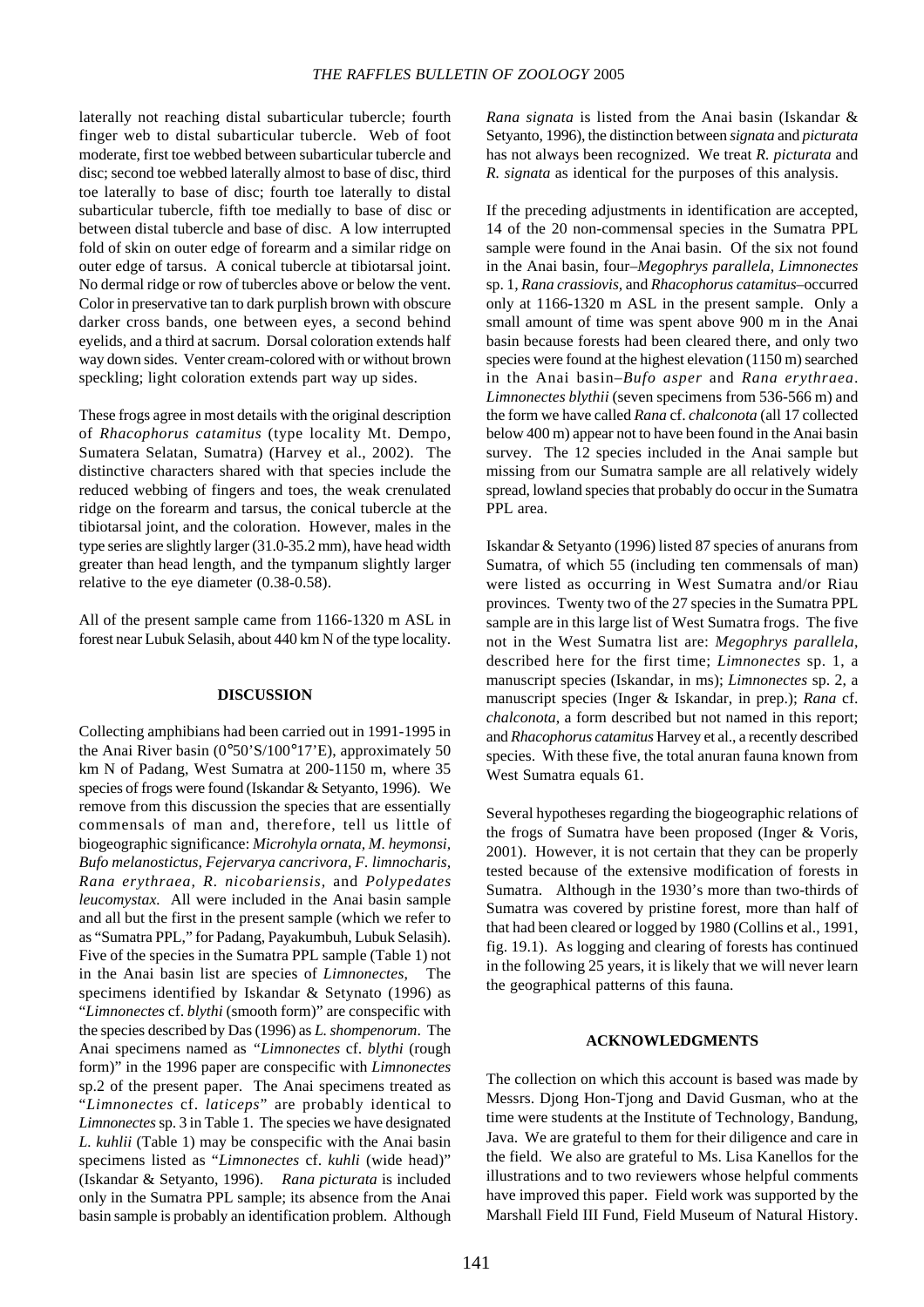laterally not reaching distal subarticular tubercle; fourth finger web to distal subarticular tubercle. Web of foot moderate, first toe webbed between subarticular tubercle and disc; second toe webbed laterally almost to base of disc, third toe laterally to base of disc; fourth toe laterally to distal subarticular tubercle, fifth toe medially to base of disc or between distal tubercle and base of disc. A low interrupted fold of skin on outer edge of forearm and a similar ridge on outer edge of tarsus. A conical tubercle at tibiotarsal joint. No dermal ridge or row of tubercles above or below the vent. Color in preservative tan to dark purplish brown with obscure darker cross bands, one between eyes, a second behind eyelids, and a third at sacrum. Dorsal coloration extends half way down sides. Venter cream-colored with or without brown speckling; light coloration extends part way up sides.

These frogs agree in most details with the original description of *Rhacophorus catamitus* (type locality Mt. Dempo, Sumatera Selatan, Sumatra) (Harvey et al., 2002). The distinctive characters shared with that species include the reduced webbing of fingers and toes, the weak crenulated ridge on the forearm and tarsus, the conical tubercle at the tibiotarsal joint, and the coloration. However, males in the type series are slightly larger (31.0-35.2 mm), have head width greater than head length, and the tympanum slightly larger relative to the eye diameter (0.38-0.58).

All of the present sample came from 1166-1320 m ASL in forest near Lubuk Selasih, about 440 km N of the type locality.

## DISCUSSION

Collecting amphibians had been carried out in 1991-1995 in the Anai River basin (0°50'S/100°17'E), approximately 50 km N of Padang, West Sumatra at 200-1150 m, where 35 species of frogs were found (Iskandar & Setyanto, 1996). We remove from this discussion the species that are essentially commensals of man and, therefore, tell us little of biogeographic significance: *Microhyla ornata, M. heymonsi, Bufo melanostictus, Fejervarya cancrivora, F. limnocharis, Rana erythraea, R. nicobariensis,* and *Polypedates leucomystax.* All were included in the Anai basin sample and all but the first in the present sample (which we refer to as "Sumatra PPL," for Padang, Payakumbuh, Lubuk Selasih). Five of the species in the Sumatra PPL sample (Table 1) not in the Anai basin list are species of *Limnonectes*, The specimens identified by Iskandar & Setynato (1996) as "*Limnonectes* cf. *blythi* (smooth form)" are conspecific with the species described by Das (1996) as *L. shompenorum*. The Anai specimens named as "*Limnonectes* cf. *blythi* (rough form)" in the 1996 paper are conspecific with *Limnonectes* sp.2 of the present paper. The Anai specimens treated as "*Limnonectes* cf. *laticeps*" are probably identical to *Limnonectes* sp. 3 in Table 1. The species we have designated *L. kuhlii* (Table 1) may be conspecific with the Anai basin specimens listed as "*Limnonectes* cf. *kuhli* (wide head)" (Iskandar & Setyanto, 1996). *Rana picturata* is included only in the Sumatra PPL sample; its absence from the Anai basin sample is probably an identification problem. Although *Rana signata* is listed from the Anai basin (Iskandar & Setyanto, 1996), the distinction between *signata* and *picturata* has not always been recognized. We treat *R. picturata* and *R. signata* as identical for the purposes of this analysis.

If the preceding adjustments in identification are accepted, 14 of the 20 non-commensal species in the Sumatra PPL sample were found in the Anai basin. Of the six not found in the Anai basin, four–*Megophrys parallela, Limnonectes* sp. 1, *Rana crassiovis,* and *Rhacophorus catamitus*–occurred only at 1166-1320 m ASL in the present sample. Only a small amount of time was spent above 900 m in the Anai basin because forests had been cleared there, and only two species were found at the highest elevation (1150 m) searched in the Anai basin–*Bufo asper* and *Rana erythraea*. *Limnonectes blythii* (seven specimens from 536-566 m) and the form we have called *Rana* cf. *chalconota* (all 17 collected below 400 m) appear not to have been found in the Anai basin survey. The 12 species included in the Anai sample but missing from our Sumatra sample are all relatively widely spread, lowland species that probably do occur in the Sumatra PPL area.

Iskandar & Setyanto (1996) listed 87 species of anurans from Sumatra, of which 55 (including ten commensals of man) were listed as occurring in West Sumatra and/or Riau provinces. Twenty two of the 27 species in the Sumatra PPL sample are in this large list of West Sumatra frogs. The five not in the West Sumatra list are: *Megophrys parallela*, described here for the first time; *Limnonectes* sp. 1, a manuscript species (Iskandar, in ms); *Limnonectes* sp. 2, a manuscript species (Inger & Iskandar, in prep.); *Rana* cf. *chalconota*, a form described but not named in this report; and *Rhacophorus catamitus* Harvey et al., a recently described species. With these five, the total anuran fauna known from West Sumatra equals 61.

Several hypotheses regarding the biogeographic relations of the frogs of Sumatra have been proposed (Inger & Voris, 2001). However, it is not certain that they can be properly tested because of the extensive modification of forests in Sumatra. Although in the 1930's more than two-thirds of Sumatra was covered by pristine forest, more than half of that had been cleared or logged by 1980 (Collins et al., 1991, fig. 19.1). As logging and clearing of forests has continued in the following 25 years, it is likely that we will never learn the geographical patterns of this fauna.

## ACKNOWLEDGMENTS

The collection on which this account is based was made by Messrs. Djong Hon-Tjong and David Gusman, who at the time were students at the Institute of Technology, Bandung, Java. We are grateful to them for their diligence and care in the field. We also are grateful to Ms. Lisa Kanellos for the illustrations and to two reviewers whose helpful comments have improved this paper. Field work was supported by the Marshall Field III Fund, Field Museum of Natural History.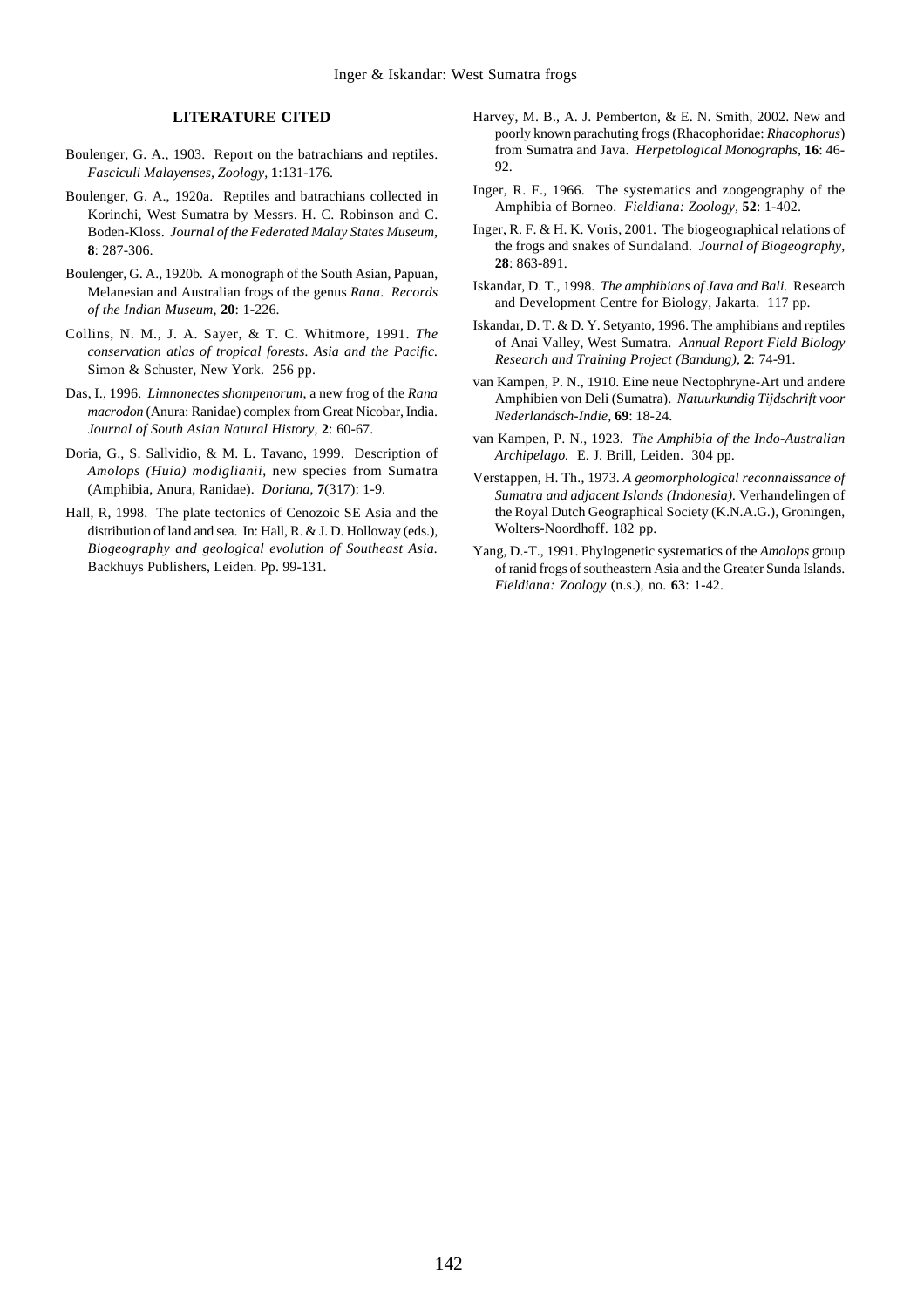## LITERATURE CITED

Boulenger, G. A., 1903. Report on the batrachians and reptiles. *Fasciculi Malayenses, Zoology*, **1**:131-176.

Boulenger, G. A., 1920a. Reptiles and batrachians collected in Korinchi, West Sumatra by Messrs. H. C. Robinson and C. Boden-Kloss. *Journal of the Federated Malay States Museum*, **8**: 287-306.

Boulenger, G. A., 1920b. A monograph of the South Asian, Papuan, Melanesian and Australian frogs of the genus *Rana*. *Records of the Indian Museum*, **20**: 1-226.

Collins, N. M., J. A. Sayer, & T. C. Whitmore, 1991. *The conservation atlas of tropical forests. Asia and the Pacific.* Simon & Schuster, New York. 256 pp.

Das, I., 1996. *Limnonectes shompenorum*, a new frog of the *Rana macrodon* (Anura: Ranidae) complex from Great Nicobar, India. *Journal of South Asian Natural History*, **2**: 60-67.

Doria, G., S. Sallvidio, & M. L. Tavano, 1999. Description of *Amolops (Huia) modiglianii*, new species from Sumatra (Amphibia, Anura, Ranidae). *Doriana*, **7**(317): 1-9.

Hall, R, 1998. The plate tectonics of Cenozoic SE Asia and the distribution of land and sea. In: Hall, R. & J. D. Holloway (eds.), *Biogeography and geological evolution of Southeast Asia.* Backhuys Publishers, Leiden. Pp. 99-131.

Harvey, M. B., A. J. Pemberton, & E. N. Smith, 2002. New and poorly known parachuting frogs (Rhacophoridae: *Rhacophorus*) from Sumatra and Java. *Herpetological Monographs*, **16**: 46-92.

Inger, R. F., 1966. The systematics and zoogeography of the Amphibia of Borneo. *Fieldiana: Zoology*, **52**: 1-402.

Inger, R. F. & H. K. Voris, 2001. The biogeographical relations of the frogs and snakes of Sundaland. *Journal of Biogeography*, **28**: 863-891.

Iskandar, D. T., 1998. *The amphibians of Java and Bali.* Research and Development Centre for Biology, Jakarta. 117 pp.

Iskandar, D. T. & D. Y. Setyanto, 1996. The amphibians and reptiles of Anai Valley, West Sumatra. *Annual Report Field Biology Research and Training Project (Bandung)*, **2**: 74-91.

van Kampen, P. N., 1910. Eine neue Nectophryne-Art und andere Amphibien von Deli (Sumatra). *Natuurkundig Tijdschrift voor Nederlandsch-Indie*, **69**: 18-24.

van Kampen, P. N., 1923. *The Amphibia of the Indo-Australian Archipelago.* E. J. Brill, Leiden. 304 pp.

Verstappen, H. Th., 1973. *A geomorphological reconnaissance of Sumatra and adjacent Islands (Indonesia).* Verhandelingen of the Royal Dutch Geographical Society (K.N.A.G.), Groningen, Wolters-Noordhoff. 182 pp.

Yang, D.-T., 1991. Phylogenetic systematics of the *Amolops* group of ranid frogs of southeastern Asia and the Greater Sunda Islands. *Fieldiana: Zoology* (n.s.), no. **63**: 1-42.